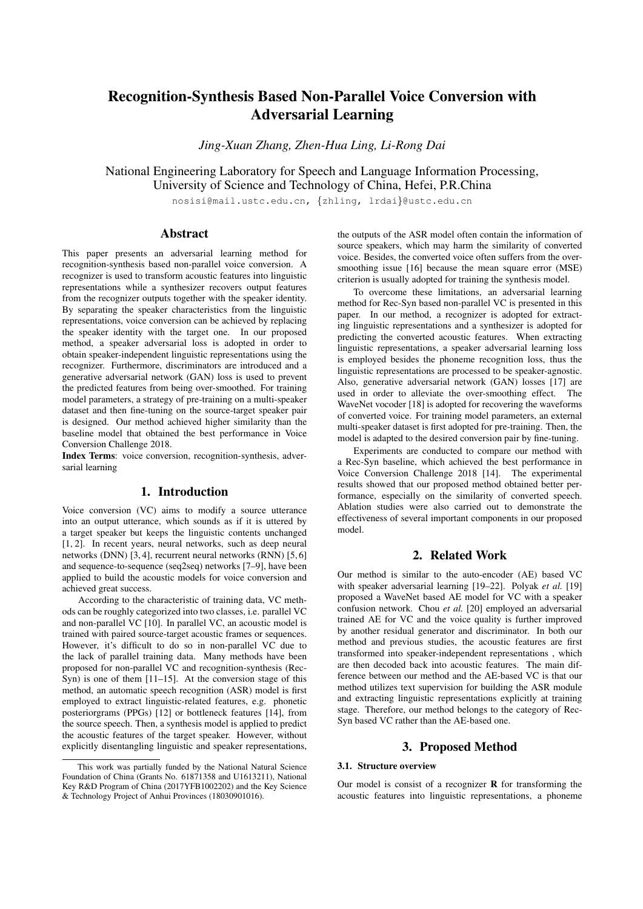# Recognition-Synthesis Based Non-Parallel Voice Conversion with Adversarial Learning

*Jing-Xuan Zhang, Zhen-Hua Ling, Li-Rong Dai*

National Engineering Laboratory for Speech and Language Information Processing,
University of Science and Technology of China, Hefei, P.R.China

nosisi@mail.ustc.edu.cn, {zhling, lrdai}@ustc.edu.cn

## Abstract

This paper presents an adversarial learning method for recognition-synthesis based non-parallel voice conversion. A recognizer is used to transform acoustic features into linguistic representations while a synthesizer recovers output features from the recognizer outputs together with the speaker identity. By separating the speaker characteristics from the linguistic representations, voice conversion can be achieved by replacing the speaker identity with the target one. In our proposed method, a speaker adversarial loss is adopted in order to obtain speaker-independent linguistic representations using the recognizer. Furthermore, discriminators are introduced and a generative adversarial network (GAN) loss is used to prevent the predicted features from being over-smoothed. For training model parameters, a strategy of pre-training on a multi-speaker dataset and then fine-tuning on the source-target speaker pair is designed. Our method achieved higher similarity than the baseline model that obtained the best performance in Voice Conversion Challenge 2018.

**Index Terms**: voice conversion, recognition-synthesis, adversarial learning

## 1. Introduction

Voice conversion (VC) aims to modify a source utterance into an output utterance, which sounds as if it is uttered by a target speaker but keeps the linguistic contents unchanged [1, 2]. In recent years, neural networks, such as deep neural networks (DNN) [3, 4], recurrent neural networks (RNN) [5, 6] and sequence-to-sequence (seq2seq) networks [7–9], have been applied to build the acoustic models for voice conversion and achieved great success.

According to the characteristic of training data, VC methods can be roughly categorized into two classes, i.e. parallel VC and non-parallel VC [10]. In parallel VC, an acoustic model is trained with paired source-target acoustic frames or sequences. However, it's difficult to do so in non-parallel VC due to the lack of parallel training data. Many methods have been proposed for non-parallel VC and recognition-synthesis (Rec-Syn) is one of them [11–15]. At the conversion stage of this method, an automatic speech recognition (ASR) model is first employed to extract linguistic-related features, e.g. phonetic posteriorgrams (PPGs) [12] or bottleneck features [14], from the source speech. Then, a synthesis model is applied to predict the acoustic features of the target speaker. However, without explicitly disentangling linguistic and speaker representations, the outputs of the ASR model often contain the information of source speakers, which may harm the similarity of converted voice. Besides, the converted voice often suffers from the over-smoothing issue [16] because the mean square error (MSE) criterion is usually adopted for training the synthesis model.

To overcome these limitations, an adversarial learning method for Rec-Syn based non-parallel VC is presented in this paper. In our method, a recognizer is adopted for extracting linguistic representations and a synthesizer is adopted for predicting the converted acoustic features. When extracting linguistic representations, a speaker adversarial learning loss is employed besides the phoneme recognition loss, thus the linguistic representations are processed to be speaker-agnostic. Also, generative adversarial network (GAN) losses [17] are used in order to alleviate the over-smoothing effect. The WaveNet vocoder [18] is adopted for recovering the waveforms of converted voice. For training model parameters, an external multi-speaker dataset is first adopted for pre-training. Then, the model is adapted to the desired conversion pair by fine-tuning.

Experiments are conducted to compare our method with a Rec-Syn baseline, which achieved the best performance in Voice Conversion Challenge 2018 [14]. The experimental results showed that our proposed method obtained better performance, especially on the similarity of converted speech. Ablation studies were also carried out to demonstrate the effectiveness of several important components in our proposed model.

## 2. Related Work

Our method is similar to the auto-encoder (AE) based VC with speaker adversarial learning [19–22]. Polyak *et al.* [19] proposed a WaveNet based AE model for VC with a speaker confusion network. Chou *et al.* [20] employed an adversarial trained AE for VC and the voice quality is further improved by another residual generator and discriminator. In both our method and previous studies, the acoustic features are first transformed into speaker-independent representations , which are then decoded back into acoustic features. The main difference between our method and the AE-based VC is that our method utilizes text supervision for building the ASR module and extracting linguistic representations explicitly at training stage. Therefore, our method belongs to the category of Rec-Syn based VC rather than the AE-based one.

## 3. Proposed Method

### 3.1. Structure overview

Our model is consist of a recognizer **R** for transforming the acoustic features into linguistic representations, a phoneme

This work was partially funded by the National Natural Science Foundation of China (Grants No. 61871358 and U1613211), National Key R&D Program of China (2017YFB1002202) and the Key Science & Technology Project of Anhui Provinces (18030901016).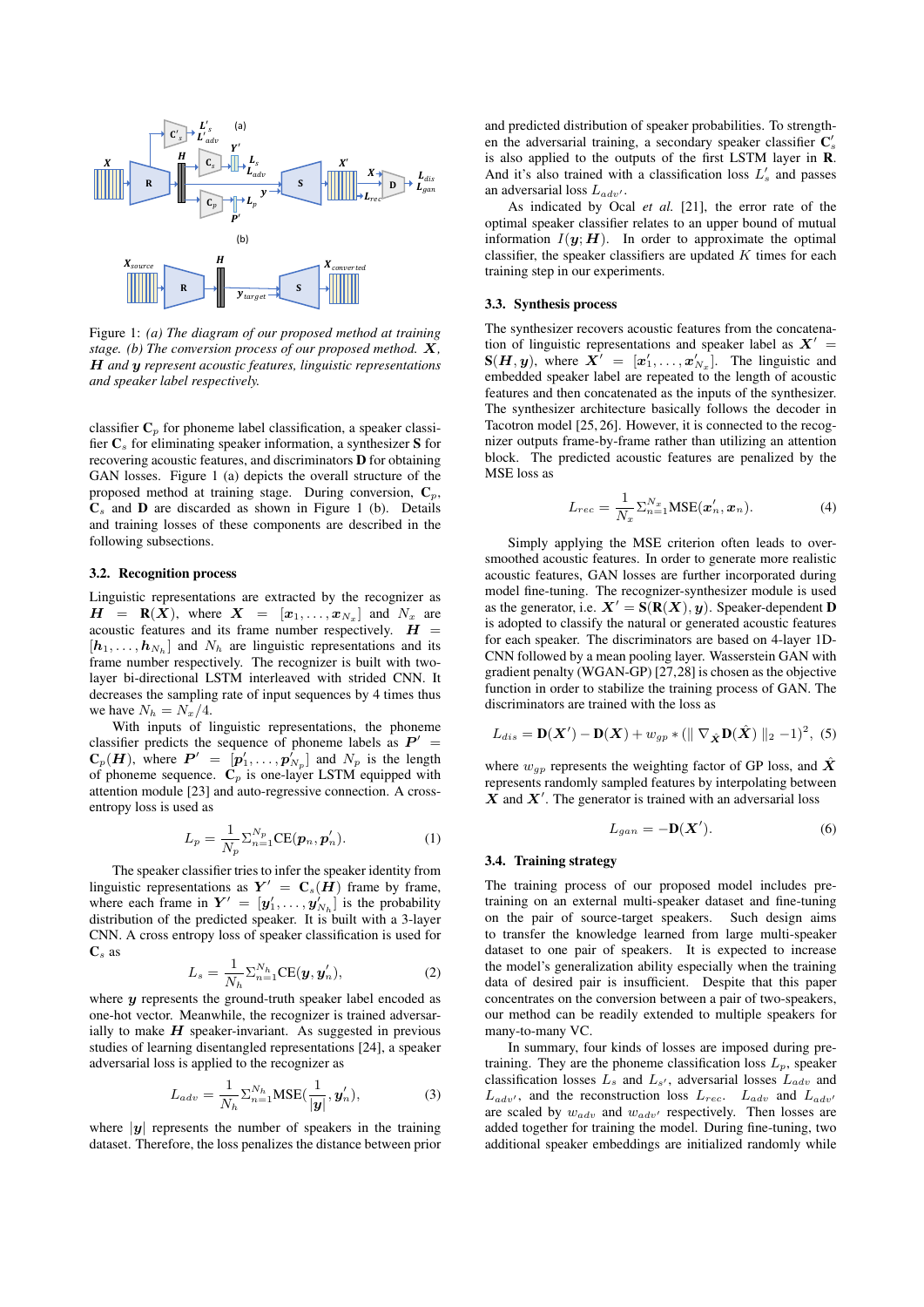Figure 1: *(a) The diagram of our proposed method at training stage. (b) The conversion process of our proposed method.* $\boldsymbol{X}$, $\boldsymbol{H}$ *and* $\boldsymbol{y}$ *represent acoustic features, linguistic representations and speaker label respectively.*

classifier $\mathbf{C}_p$ for phoneme label classification, a speaker classifier $\mathbf{C}_s$ for eliminating speaker information, a synthesizer $\mathbf{S}$ for recovering acoustic features, and discriminators $\mathbf{D}$ for obtaining GAN losses. Figure 1 (a) depicts the overall structure of the proposed method at training stage. During conversion, $\mathbf{C}_p$, $\mathbf{C}_s$ and $\mathbf{D}$ are discarded as shown in Figure 1 (b). Details and training losses of these components are described in the following subsections.

### 3.2. Recognition process

Linguistic representations are extracted by the recognizer as $\boldsymbol{H} = \mathbf{R}(\boldsymbol{X})$, where $\boldsymbol{X} = [\boldsymbol{x}_1, \ldots, \boldsymbol{x}_{N_x}]$ and $N_x$ are acoustic features and its frame number respectively. $\boldsymbol{H} = [\boldsymbol{h}_1, \ldots, \boldsymbol{h}_{N_h}]$ and $N_h$ are linguistic representations and its frame number respectively. The recognizer is built with two-layer bi-directional LSTM interleaved with strided CNN. It decreases the sampling rate of input sequences by 4 times thus we have $N_h = N_x/4$.

With inputs of linguistic representations, the phoneme classifier predicts the sequence of phoneme labels as $\boldsymbol{P}' = \mathbf{C}_p(\boldsymbol{H})$, where $\boldsymbol{P}' = [\boldsymbol{p}'_1, \ldots, \boldsymbol{p}'_{N_p}]$ and $N_p$ is the length of phoneme sequence. $\mathbf{C}_p$ is one-layer LSTM equipped with attention module [23] and auto-regressive connection. A cross-entropy loss is used as

$$L_p = \frac{1}{N_p}\Sigma_{n=1}^{N_p}\text{CE}(\boldsymbol{p}_n, \boldsymbol{p}'_n). \tag{1}$$

The speaker classifier tries to infer the speaker identity from linguistic representations as $\boldsymbol{Y}' = \mathbf{C}_s(\boldsymbol{H})$ frame by frame, where each frame in $\boldsymbol{Y}' = [\boldsymbol{y}'_1, \ldots, \boldsymbol{y}'_{N_h}]$ is the probability distribution of the predicted speaker. It is built with a 3-layer CNN. A cross entropy loss of speaker classification is used for $\mathbf{C}_s$ as

$$L_s = \frac{1}{N_h}\Sigma_{n=1}^{N_h}\text{CE}(\boldsymbol{y}, \boldsymbol{y}'_n), \tag{2}$$

where $\boldsymbol{y}$ represents the ground-truth speaker label encoded as one-hot vector. Meanwhile, the recognizer is trained adversarially to make $\boldsymbol{H}$ speaker-invariant. As suggested in previous studies of learning disentangled representations [24], a speaker adversarial loss is applied to the recognizer as

$$L_{adv} = \frac{1}{N_h}\Sigma_{n=1}^{N_h}\text{MSE}(\frac{1}{|\boldsymbol{y}|}, \boldsymbol{y}'_n), \tag{3}$$

where $|\boldsymbol{y}|$ represents the number of speakers in the training dataset. Therefore, the loss penalizes the distance between prior and predicted distribution of speaker probabilities. To strengthen the adversarial training, a secondary speaker classifier $\mathbf{C}'_s$ is also applied to the outputs of the first LSTM layer in $\mathbf{R}$. And it's also trained with a classification loss $L'_s$ and passes an adversarial loss $L_{adv'}$.

As indicated by Ocal *et al.* [21], the error rate of the optimal speaker classifier relates to an upper bound of mutual information $I(\boldsymbol{y}; \boldsymbol{H})$. In order to approximate the optimal classifier, the speaker classifiers are updated $K$ times for each training step in our experiments.

### 3.3. Synthesis process

The synthesizer recovers acoustic features from the concatenation of linguistic representations and speaker label as $\boldsymbol{X}' = \mathbf{S}(\boldsymbol{H}, \boldsymbol{y})$, where $\boldsymbol{X}' = [\boldsymbol{x}'_1, \ldots, \boldsymbol{x}'_{N_x}]$. The linguistic and embedded speaker label are repeated to the length of acoustic features and then concatenated as the inputs of the synthesizer. The synthesizer architecture basically follows the decoder in Tacotron model [25, 26]. However, it is connected to the recognizer outputs frame-by-frame rather than utilizing an attention block. The predicted acoustic features are penalized by the MSE loss as

$$L_{rec} = \frac{1}{N_x}\Sigma_{n=1}^{N_x}\text{MSE}(\boldsymbol{x}'_n, \boldsymbol{x}_n). \tag{4}$$

Simply applying the MSE criterion often leads to over-smoothed acoustic features. In order to generate more realistic acoustic features, GAN losses are further incorporated during model fine-tuning. The recognizer-synthesizer module is used as the generator, i.e. $\boldsymbol{X}' = \mathbf{S}(\mathbf{R}(\boldsymbol{X}), \boldsymbol{y})$. Speaker-dependent $\mathbf{D}$ is adopted to classify the natural or generated acoustic features for each speaker. The discriminators are based on 4-layer 1D-CNN followed by a mean pooling layer. Wasserstein GAN with gradient penalty (WGAN-GP) [27,28] is chosen as the objective function in order to stabilize the training process of GAN. The discriminators are trained with the loss as

$$L_{dis} = \mathbf{D}(\boldsymbol{X}') - \mathbf{D}(\boldsymbol{X}) + w_{gp} * (\| \nabla_{\hat{\boldsymbol{X}}} \mathbf{D}(\hat{\boldsymbol{X}}) \|_2 - 1)^2, \tag{5}$$

where $w_{gp}$ represents the weighting factor of GP loss, and $\hat{\boldsymbol{X}}$ represents randomly sampled features by interpolating between $\boldsymbol{X}$ and $\boldsymbol{X}'$. The generator is trained with an adversarial loss

$$L_{gan} = -\mathbf{D}(\boldsymbol{X}'). \tag{6}$$

### 3.4. Training strategy

The training process of our proposed model includes pre-training on an external multi-speaker dataset and fine-tuning on the pair of source-target speakers. Such design aims to transfer the knowledge learned from large multi-speaker dataset to one pair of speakers. It is expected to increase the model's generalization ability especially when the training data of desired pair is insufficient. Despite that this paper concentrates on the conversion between a pair of two-speakers, our method can be readily extended to multiple speakers for many-to-many VC.

In summary, four kinds of losses are imposed during pre-training. They are the phoneme classification loss $L_p$, speaker classification losses $L_s$ and $L_{s'}$, adversarial losses $L_{adv}$ and $L_{adv'}$, and the reconstruction loss $L_{rec}$. $L_{adv}$ and $L_{adv'}$ are scaled by $w_{adv}$ and $w_{adv'}$ respectively. Then losses are added together for training the model. During fine-tuning, two additional speaker embeddings are initialized randomly while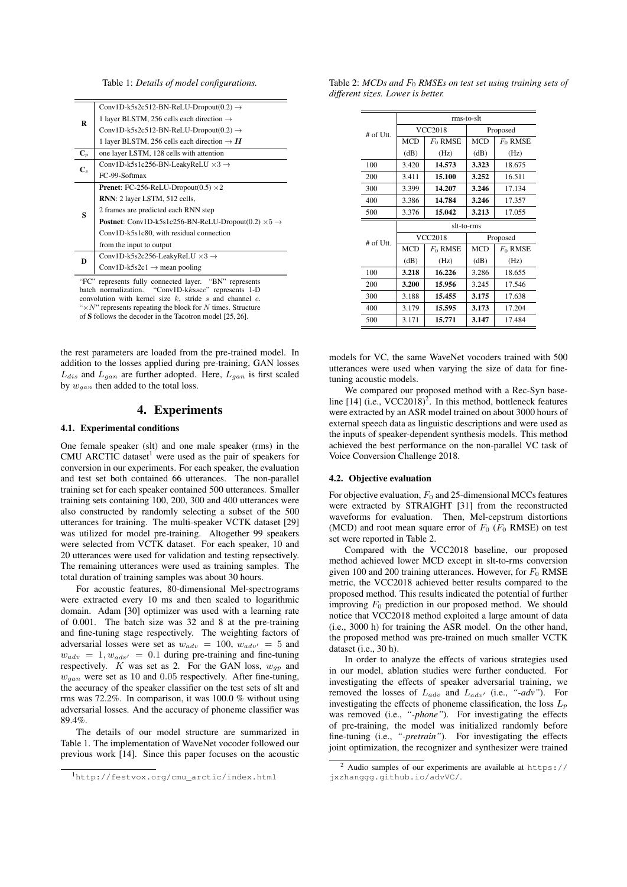Table 1: *Details of model configurations.*

| | |
|---|---|
| **R** | Conv1D-k5s2c512-BN-ReLU-Dropout(0.2) → |
| | 1 layer BLSTM, 256 cells each direction → |
| | Conv1D-k5s2c512-BN-ReLU-Dropout(0.2) → |
| | 1 layer BLSTM, 256 cells each direction → $\boldsymbol{H}$ |
| $\mathbf{C}_p$ | one layer LSTM, 128 cells with attention |
| $\mathbf{C}_s$ | Conv1D-k5s1c256-BN-LeakyReLU ×3 → |
| | FC-99-Softmax |
| **S** | **Prenet**: FC-256-ReLU-Dropout(0.5) ×2 |
| | **RNN**: 2 layer LSTM, 512 cells, |
| | 2 frames are predicted each RNN step |
| | **Postnet**: Conv1D-k5s1c256-BN-ReLU-Dropout(0.2) ×5 → |
| | Conv1D-k5s1c80, with residual connection |
| | from the input to output |
| **D** | Conv1D-k5s2c256-LeakyReLU ×3 → |
| | Conv1D-k5s2c1 → mean pooling |

"FC" represents fully connected layer. "BN" represents batch normalization. "Conv1D-k*k*s*s*c*c*" represents 1-D convolution with kernel size *k*, stride *s* and channel *c*. "×*N*" represents repeating the block for *N* times. Structure of **S** follows the decoder in the Tacotron model [25, 26].

Table 2: *MCDs and $F_0$ RMSEs on test set using training sets of different sizes. Lower is better.*

| # of Utt. | rms-to-slt | | | |
|---|---|---|---|---|
| | VCC2018 | | Proposed | |
| | MCD (dB) | $F_0$ RMSE (Hz) | MCD (dB) | $F_0$ RMSE (Hz) |
| 100 | 3.420 | **14.573** | **3.323** | 18.675 |
| 200 | 3.411 | **15.100** | **3.252** | 16.511 |
| 300 | 3.399 | **14.207** | **3.246** | 17.134 |
| 400 | 3.386 | **14.784** | **3.246** | 17.357 |
| 500 | 3.376 | **15.042** | **3.213** | 17.055 |

| # of Utt. | slt-to-rms | | | |
|---|---|---|---|---|
| | VCC2018 | | Proposed | |
| | MCD (dB) | $F_0$ RMSE (Hz) | MCD (dB) | $F_0$ RMSE (Hz) |
| 100 | **3.218** | **16.226** | 3.286 | 18.655 |
| 200 | **3.200** | **15.956** | 3.245 | 17.546 |
| 300 | 3.188 | **15.455** | **3.175** | 17.638 |
| 400 | 3.179 | **15.595** | **3.173** | 17.204 |
| 500 | 3.171 | **15.771** | **3.147** | 17.484 |

the rest parameters are loaded from the pre-trained model. In addition to the losses applied during pre-training, GAN losses $L_{dis}$ and $L_{gan}$ are further adopted. Here, $L_{gan}$ is first scaled by $w_{gan}$ then added to the total loss.

## 4. Experiments

### 4.1. Experimental conditions

One female speaker (slt) and one male speaker (rms) in the CMU ARCTIC dataset[1] were used as the pair of speakers for conversion in our experiments. For each speaker, the evaluation and test set both contained 66 utterances. The non-parallel training set for each speaker contained 500 utterances. Smaller training sets containing 100, 200, 300 and 400 utterances were also constructed by randomly selecting a subset of the 500 utterances for training. The multi-speaker VCTK dataset [29] was utilized for model pre-training. Altogether 99 speakers were selected from VCTK dataset. For each speaker, 10 and 20 utterances were used for validation and testing repsectively. The remaining utterances were used as training samples. The total duration of training samples was about 30 hours.

For acoustic features, 80-dimensional Mel-spectrograms were extracted every 10 ms and then scaled to logarithmic domain. Adam [30] optimizer was used with a learning rate of 0.001. The batch size was 32 and 8 at the pre-training and fine-tuning stage respectively. The weighting factors of adversarial losses were set as $w_{adv} = 100$, $w_{adv'} = 5$ and $w_{adv} = 1, w_{adv'} = 0.1$ during pre-training and fine-tuning respectively. $K$ was set as 2. For the GAN loss, $w_{gp}$ and $w_{gan}$ were set as 10 and 0.05 respectively. After fine-tuning, the accuracy of the speaker classifier on the test sets of slt and rms was 72.2%. In comparison, it was 100.0 % without using adversarial losses. And the accuracy of phoneme classifier was 89.4%.

The details of our model structure are summarized in Table 1. The implementation of WaveNet vocoder followed our previous work [14]. Since this paper focuses on the acoustic models for VC, the same WaveNet vocoders trained with 500 utterances were used when varying the size of data for fine-tuning acoustic models.

We compared our proposed method with a Rec-Syn baseline [14] (i.e., VCC2018)[2]. In this method, bottleneck features were extracted by an ASR model trained on about 3000 hours of external speech data as linguistic descriptions and were used as the inputs of speaker-dependent synthesis models. This method achieved the best performance on the non-parallel VC task of Voice Conversion Challenge 2018.

### 4.2. Objective evaluation

For objective evaluation, $F_0$ and 25-dimensional MCCs features were extracted by STRAIGHT [31] from the reconstructed waveforms for evaluation. Then, Mel-cepstrum distortions (MCD) and root mean square error of $F_0$ ($F_0$ RMSE) on test set were reported in Table 2.

Compared with the VCC2018 baseline, our proposed method achieved lower MCD except in slt-to-rms conversion given 100 and 200 training utterances. However, for $F_0$ RMSE metric, the VCC2018 achieved better results compared to the proposed method. This results indicated the potential of further improving $F_0$ prediction in our proposed method. We should notice that VCC2018 method exploited a large amount of data (i.e., 3000 h) for training the ASR model. On the other hand, the proposed method was pre-trained on much smaller VCTK dataset (i.e., 30 h).

In order to analyze the effects of various strategies used in our model, ablation studies were further conducted. For investigating the effects of speaker adversarial training, we removed the losses of $L_{adv}$ and $L_{adv'}$ (i.e., *"-adv"*). For investigating the effects of phoneme classification, the loss $L_p$ was removed (i.e., *"-phone"*). For investigating the effects of pre-training, the model was initialized randomly before fine-tuning (i.e., *"-pretrain"*). For investigating the effects joint optimization, the recognizer and synthesizer were trained

[1] http://festvox.org/cmu_arctic/index.html

[2] Audio samples of our experiments are available at https://jxzhanggg.github.io/advVC/.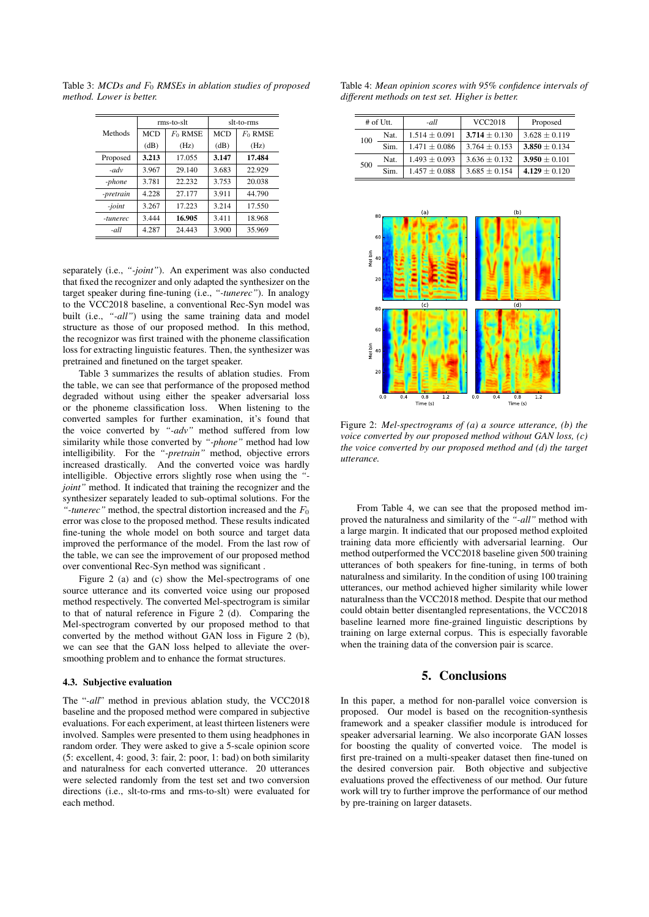Table 3: *MCDs and $F_0$ RMSEs in ablation studies of proposed method. Lower is better.*

| Methods | rms-to-slt | | slt-to-rms | |
|---|---|---|---|---|
| | MCD (dB) | $F_0$ RMSE (Hz) | MCD (dB) | $F_0$ RMSE (Hz) |
| Proposed | **3.213** | 17.055 | **3.147** | **17.484** |
| *-adv* | 3.967 | 29.140 | 3.683 | 22.929 |
| *-phone* | 3.781 | 22.232 | 3.753 | 20.038 |
| *-pretrain* | 4.228 | 27.177 | 3.911 | 44.790 |
| *-joint* | 3.267 | 17.223 | 3.214 | 17.550 |
| *-tunerec* | 3.444 | **16.905** | 3.411 | 18.968 |
| *-all* | 4.287 | 24.443 | 3.900 | 35.969 |

separately (i.e., *"-joint"*). An experiment was also conducted that fixed the recognizer and only adapted the synthesizer on the target speaker during fine-tuning (i.e., *"-tunerec"*). In analogy to the VCC2018 baseline, a conventional Rec-Syn model was built (i.e., *"-all"*) using the same training data and model structure as those of our proposed method. In this method, the recognizor was first trained with the phoneme classification loss for extracting linguistic features. Then, the synthesizer was pretrained and finetuned on the target speaker.

Table 3 summarizes the results of ablation studies. From the table, we can see that performance of the proposed method degraded without using either the speaker adversarial loss or the phoneme classification loss. When listening to the converted samples for further examination, it's found that the voice converted by *"-adv"* method suffered from low similarity while those converted by *"-phone"* method had low intelligibility. For the *"-pretrain"* method, objective errors increased drastically. And the converted voice was hardly intelligible. Objective errors slightly rose when using the *"-joint"* method. It indicated that training the recognizer and the synthesizer separately leaded to sub-optimal solutions. For the *"-tunerec"* method, the spectral distortion increased and the $F_0$ error was close to the proposed method. These results indicated fine-tuning the whole model on both source and target data improved the performance of the model. From the last row of the table, we can see the improvement of our proposed method over conventional Rec-Syn method was significant .

Figure 2 (a) and (c) show the Mel-spectrograms of one source utterance and its converted voice using our proposed method respectively. The converted Mel-spectrogram is similar to that of natural reference in Figure 2 (d). Comparing the Mel-spectrogram converted by our proposed method to that converted by the method without GAN loss in Figure 2 (b), we can see that the GAN loss helped to alleviate the over-smoothing problem and to enhance the format structures.

### 4.3. Subjective evaluation

The "*-all*" method in previous ablation study, the VCC2018 baseline and the proposed method were compared in subjective evaluations. For each experiment, at least thirteen listeners were involved. Samples were presented to them using headphones in random order. They were asked to give a 5-scale opinion score (5: excellent, 4: good, 3: fair, 2: poor, 1: bad) on both similarity and naturalness for each converted utterance. 20 utterances were selected randomly from the test set and two conversion directions (i.e., slt-to-rms and rms-to-slt) were evaluated for each method.

Table 4: *Mean opinion scores with 95% confidence intervals of different methods on test set. Higher is better.*

| # of Utt. | | *-all* | VCC2018 | Proposed |
|---|---|---|---|---|
| 100 | Nat. | $1.514 \pm 0.091$ | $\mathbf{3.714} \pm 0.130$ | $3.628 \pm 0.119$ |
| | Sim. | $1.471 \pm 0.086$ | $3.764 \pm 0.153$ | $\mathbf{3.850} \pm 0.134$ |
| 500 | Nat. | $1.493 \pm 0.093$ | $3.636 \pm 0.132$ | $\mathbf{3.950} \pm 0.101$ |
| | Sim. | $1.457 \pm 0.088$ | $3.685 \pm 0.154$ | $\mathbf{4.129} \pm 0.120$ |

Figure 2: *Mel-spectrograms of (a) a source utterance, (b) the voice converted by our proposed method without GAN loss, (c) the voice converted by our proposed method and (d) the target utterance.*

From Table 4, we can see that the proposed method improved the naturalness and similarity of the *"-all"* method with a large margin. It indicated that our proposed method exploited training data more efficiently with adversarial learning. Our method outperformed the VCC2018 baseline given 500 training utterances of both speakers for fine-tuning, in terms of both naturalness and similarity. In the condition of using 100 training utterances, our method achieved higher similarity while lower naturalness than the VCC2018 method. Despite that our method could obtain better disentangled representations, the VCC2018 baseline learned more fine-grained linguistic descriptions by training on large external corpus. This is especially favorable when the training data of the conversion pair is scarce.

## 5. Conclusions

In this paper, a method for non-parallel voice conversion is proposed. Our model is based on the recognition-synthesis framework and a speaker classifier module is introduced for speaker adversarial learning. We also incorporate GAN losses for boosting the quality of converted voice. The model is first pre-trained on a multi-speaker dataset then fine-tuned on the desired conversion pair. Both objective and subjective evaluations proved the effectiveness of our method. Our future work will try to further improve the performance of our method by pre-training on larger datasets.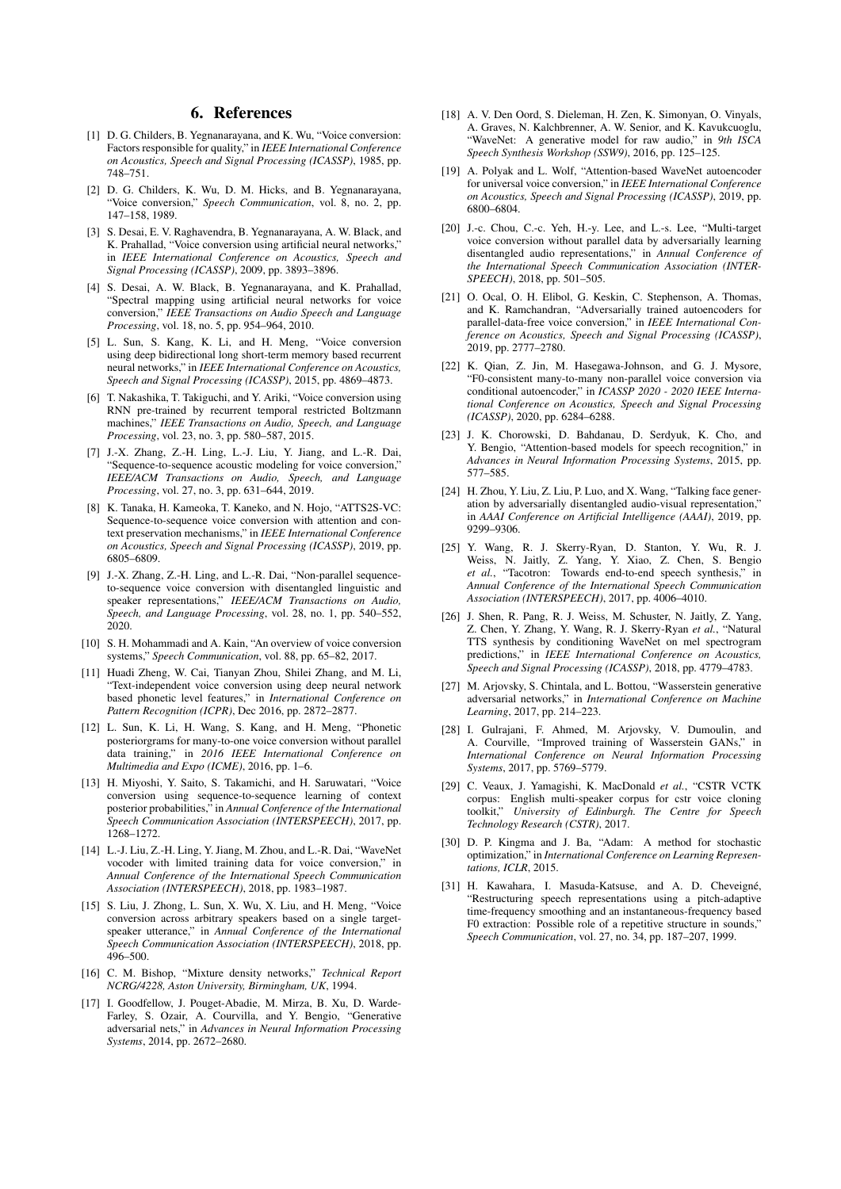## 6. References

[1] D. G. Childers, B. Yegnanarayana, and K. Wu, "Voice conversion: Factors responsible for quality," in *IEEE International Conference on Acoustics, Speech and Signal Processing (ICASSP)*, 1985, pp. 748–751.

[2] D. G. Childers, K. Wu, D. M. Hicks, and B. Yegnanarayana, "Voice conversion," *Speech Communication*, vol. 8, no. 2, pp. 147–158, 1989.

[3] S. Desai, E. V. Raghavendra, B. Yegnanarayana, A. W. Black, and K. Prahallad, "Voice conversion using artificial neural networks," in *IEEE International Conference on Acoustics, Speech and Signal Processing (ICASSP)*, 2009, pp. 3893–3896.

[4] S. Desai, A. W. Black, B. Yegnanarayana, and K. Prahallad, "Spectral mapping using artificial neural networks for voice conversion," *IEEE Transactions on Audio Speech and Language Processing*, vol. 18, no. 5, pp. 954–964, 2010.

[5] L. Sun, S. Kang, K. Li, and H. Meng, "Voice conversion using deep bidirectional long short-term memory based recurrent neural networks," in *IEEE International Conference on Acoustics, Speech and Signal Processing (ICASSP)*, 2015, pp. 4869–4873.

[6] T. Nakashika, T. Takiguchi, and Y. Ariki, "Voice conversion using RNN pre-trained by recurrent temporal restricted Boltzmann machines," *IEEE Transactions on Audio, Speech, and Language Processing*, vol. 23, no. 3, pp. 580–587, 2015.

[7] J.-X. Zhang, Z.-H. Ling, L.-J. Liu, Y. Jiang, and L.-R. Dai, "Sequence-to-sequence acoustic modeling for voice conversion," *IEEE/ACM Transactions on Audio, Speech, and Language Processing*, vol. 27, no. 3, pp. 631–644, 2019.

[8] K. Tanaka, H. Kameoka, T. Kaneko, and N. Hojo, "ATTS2S-VC: Sequence-to-sequence voice conversion with attention and context preservation mechanisms," in *IEEE International Conference on Acoustics, Speech and Signal Processing (ICASSP)*, 2019, pp. 6805–6809.

[9] J.-X. Zhang, Z.-H. Ling, and L.-R. Dai, "Non-parallel sequence-to-sequence voice conversion with disentangled linguistic and speaker representations," *IEEE/ACM Transactions on Audio, Speech, and Language Processing*, vol. 28, no. 1, pp. 540–552, 2020.

[10] S. H. Mohammadi and A. Kain, "An overview of voice conversion systems," *Speech Communication*, vol. 88, pp. 65–82, 2017.

[11] Huadi Zheng, W. Cai, Tianyan Zhou, Shilei Zhang, and M. Li, "Text-independent voice conversion using deep neural network based phonetic level features," in *International Conference on Pattern Recognition (ICPR)*, Dec 2016, pp. 2872–2877.

[12] L. Sun, K. Li, H. Wang, S. Kang, and H. Meng, "Phonetic posteriorgrams for many-to-one voice conversion without parallel data training," in *2016 IEEE International Conference on Multimedia and Expo (ICME)*, 2016, pp. 1–6.

[13] H. Miyoshi, Y. Saito, S. Takamichi, and H. Saruwatari, "Voice conversion using sequence-to-sequence learning of context posterior probabilities," in *Annual Conference of the International Speech Communication Association (INTERSPEECH)*, 2017, pp. 1268–1272.

[14] L.-J. Liu, Z.-H. Ling, Y. Jiang, M. Zhou, and L.-R. Dai, "WaveNet vocoder with limited training data for voice conversion," in *Annual Conference of the International Speech Communication Association (INTERSPEECH)*, 2018, pp. 1983–1987.

[15] S. Liu, J. Zhong, L. Sun, X. Wu, X. Liu, and H. Meng, "Voice conversion across arbitrary speakers based on a single target-speaker utterance," in *Annual Conference of the International Speech Communication Association (INTERSPEECH)*, 2018, pp. 496–500.

[16] C. M. Bishop, "Mixture density networks," *Technical Report NCRG/4228, Aston University, Birmingham, UK*, 1994.

[17] I. Goodfellow, J. Pouget-Abadie, M. Mirza, B. Xu, D. Warde-Farley, S. Ozair, A. Courvilla, and Y. Bengio, "Generative adversarial nets," in *Advances in Neural Information Processing Systems*, 2014, pp. 2672–2680.

[18] A. V. Den Oord, S. Dieleman, H. Zen, K. Simonyan, O. Vinyals, A. Graves, N. Kalchbrenner, A. W. Senior, and K. Kavukcuoglu, "WaveNet: A generative model for raw audio," in *9th ISCA Speech Synthesis Workshop (SSW9)*, 2016, pp. 125–125.

[19] A. Polyak and L. Wolf, "Attention-based WaveNet autoencoder for universal voice conversion," in *IEEE International Conference on Acoustics, Speech and Signal Processing (ICASSP)*, 2019, pp. 6800–6804.

[20] J.-c. Chou, C.-c. Yeh, H.-y. Lee, and L.-s. Lee, "Multi-target voice conversion without parallel data by adversarially learning disentangled audio representations," in *Annual Conference of the International Speech Communication Association (INTERSPEECH)*, 2018, pp. 501–505.

[21] O. Ocal, O. H. Elibol, G. Keskin, C. Stephenson, A. Thomas, and K. Ramchandran, "Adversarially trained autoencoders for parallel-data-free voice conversion," in *IEEE International Conference on Acoustics, Speech and Signal Processing (ICASSP)*, 2019, pp. 2777–2780.

[22] K. Qian, Z. Jin, M. Hasegawa-Johnson, and G. J. Mysore, "F0-consistent many-to-many non-parallel voice conversion via conditional autoencoder," in *ICASSP 2020 - 2020 IEEE International Conference on Acoustics, Speech and Signal Processing (ICASSP)*, 2020, pp. 6284–6288.

[23] J. K. Chorowski, D. Bahdanau, D. Serdyuk, K. Cho, and Y. Bengio, "Attention-based models for speech recognition," in *Advances in Neural Information Processing Systems*, 2015, pp. 577–585.

[24] H. Zhou, Y. Liu, Z. Liu, P. Luo, and X. Wang, "Talking face generation by adversarially disentangled audio-visual representation," in *AAAI Conference on Artificial Intelligence (AAAI)*, 2019, pp. 9299–9306.

[25] Y. Wang, R. J. Skerry-Ryan, D. Stanton, Y. Wu, R. J. Weiss, N. Jaitly, Z. Yang, Y. Xiao, Z. Chen, S. Bengio *et al.*, "Tacotron: Towards end-to-end speech synthesis," in *Annual Conference of the International Speech Communication Association (INTERSPEECH)*, 2017, pp. 4006–4010.

[26] J. Shen, R. Pang, R. J. Weiss, M. Schuster, N. Jaitly, Z. Yang, Z. Chen, Y. Zhang, Y. Wang, R. J. Skerry-Ryan *et al.*, "Natural TTS synthesis by conditioning WaveNet on mel spectrogram predictions," in *IEEE International Conference on Acoustics, Speech and Signal Processing (ICASSP)*, 2018, pp. 4779–4783.

[27] M. Arjovsky, S. Chintala, and L. Bottou, "Wasserstein generative adversarial networks," in *International Conference on Machine Learning*, 2017, pp. 214–223.

[28] I. Gulrajani, F. Ahmed, M. Arjovsky, V. Dumoulin, and A. Courville, "Improved training of Wasserstein GANs," in *International Conference on Neural Information Processing Systems*, 2017, pp. 5769–5779.

[29] C. Veaux, J. Yamagishi, K. MacDonald *et al.*, "CSTR VCTK corpus: English multi-speaker corpus for cstr voice cloning toolkit," *University of Edinburgh. The Centre for Speech Technology Research (CSTR)*, 2017.

[30] D. P. Kingma and J. Ba, "Adam: A method for stochastic optimization," in *International Conference on Learning Representations, ICLR*, 2015.

[31] H. Kawahara, I. Masuda-Katsuse, and A. D. Cheveigné, "Restructuring speech representations using a pitch-adaptive time-frequency smoothing and an instantaneous-frequency based F0 extraction: Possible role of a repetitive structure in sounds," *Speech Communication*, vol. 27, no. 34, pp. 187–207, 1999.